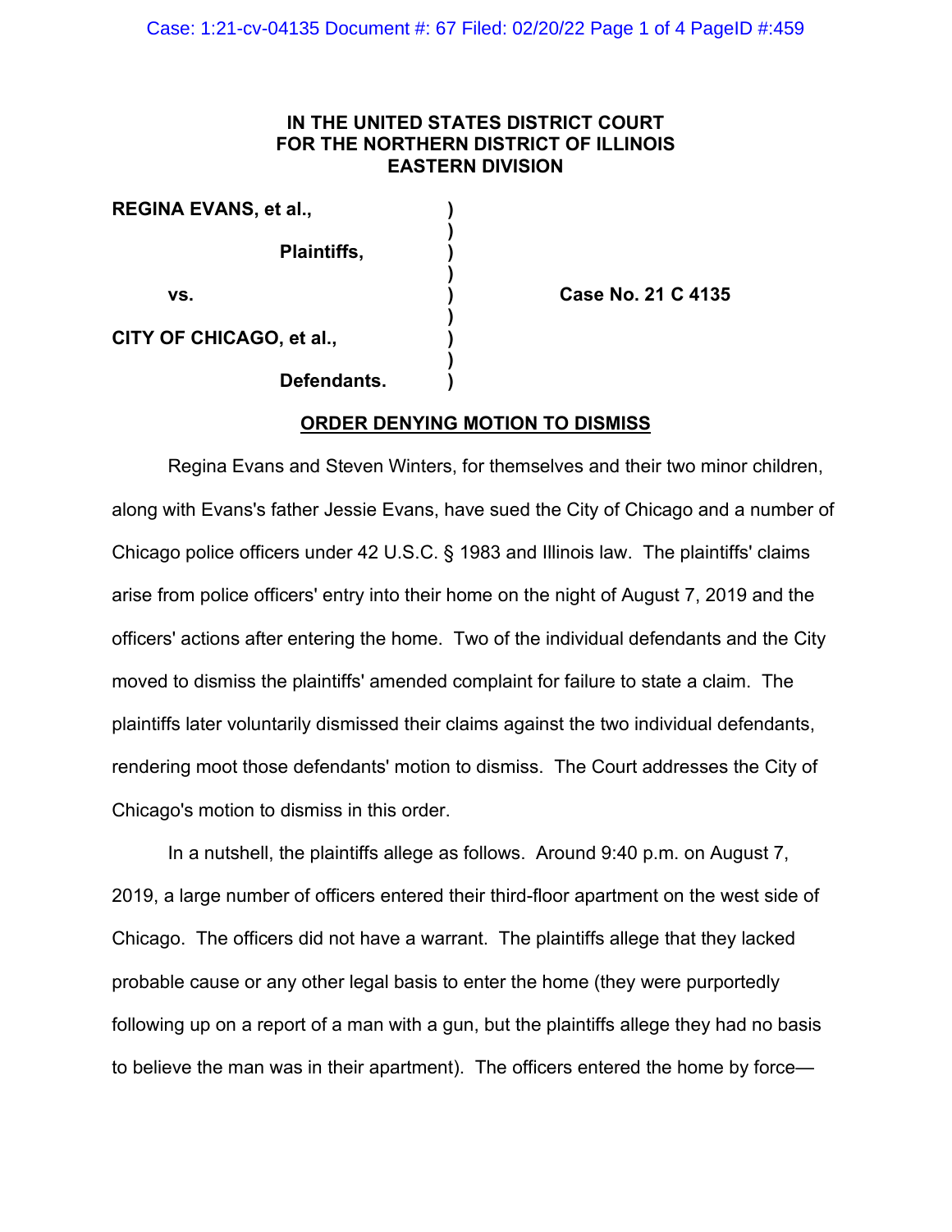**IN THE UNITED STATES DISTRICT COURT**
**FOR THE NORTHERN DISTRICT OF ILLINOIS**
**EASTERN DIVISION**

| | | |
|---|---|---|
| **REGINA EVANS, et al.,** | ) | |
| | ) | |
| **Plaintiffs,** | ) | |
| | ) | |
| **vs.** | ) | **Case No. 21 C 4135** |
| | ) | |
| **CITY OF CHICAGO, et al.,** | ) | |
| | ) | |
| **Defendants.** | ) | |

## ORDER DENYING MOTION TO DISMISS

Regina Evans and Steven Winters, for themselves and their two minor children, along with Evans's father Jessie Evans, have sued the City of Chicago and a number of Chicago police officers under 42 U.S.C. § 1983 and Illinois law. The plaintiffs' claims arise from police officers' entry into their home on the night of August 7, 2019 and the officers' actions after entering the home. Two of the individual defendants and the City moved to dismiss the plaintiffs' amended complaint for failure to state a claim. The plaintiffs later voluntarily dismissed their claims against the two individual defendants, rendering moot those defendants' motion to dismiss. The Court addresses the City of Chicago's motion to dismiss in this order.

In a nutshell, the plaintiffs allege as follows. Around 9:40 p.m. on August 7, 2019, a large number of officers entered their third-floor apartment on the west side of Chicago. The officers did not have a warrant. The plaintiffs allege that they lacked probable cause or any other legal basis to enter the home (they were purportedly following up on a report of a man with a gun, but the plaintiffs allege they had no basis to believe the man was in their apartment). The officers entered the home by force—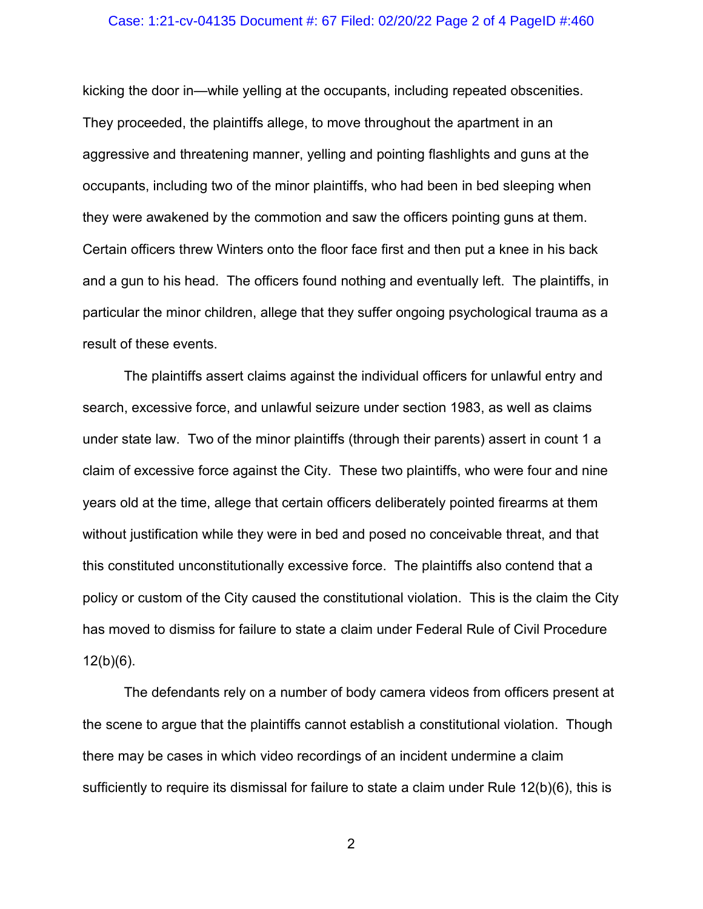kicking the door in—while yelling at the occupants, including repeated obscenities. They proceeded, the plaintiffs allege, to move throughout the apartment in an aggressive and threatening manner, yelling and pointing flashlights and guns at the occupants, including two of the minor plaintiffs, who had been in bed sleeping when they were awakened by the commotion and saw the officers pointing guns at them. Certain officers threw Winters onto the floor face first and then put a knee in his back and a gun to his head. The officers found nothing and eventually left. The plaintiffs, in particular the minor children, allege that they suffer ongoing psychological trauma as a result of these events.

The plaintiffs assert claims against the individual officers for unlawful entry and search, excessive force, and unlawful seizure under section 1983, as well as claims under state law. Two of the minor plaintiffs (through their parents) assert in count 1 a claim of excessive force against the City. These two plaintiffs, who were four and nine years old at the time, allege that certain officers deliberately pointed firearms at them without justification while they were in bed and posed no conceivable threat, and that this constituted unconstitutionally excessive force. The plaintiffs also contend that a policy or custom of the City caused the constitutional violation. This is the claim the City has moved to dismiss for failure to state a claim under Federal Rule of Civil Procedure 12(b)(6).

The defendants rely on a number of body camera videos from officers present at the scene to argue that the plaintiffs cannot establish a constitutional violation. Though there may be cases in which video recordings of an incident undermine a claim sufficiently to require its dismissal for failure to state a claim under Rule 12(b)(6), this is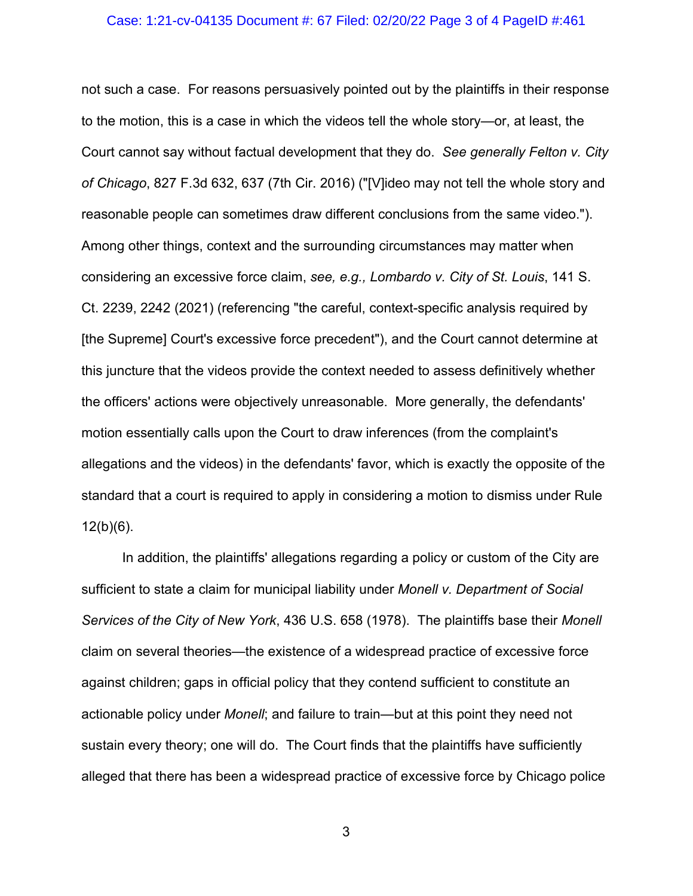not such a case. For reasons persuasively pointed out by the plaintiffs in their response to the motion, this is a case in which the videos tell the whole story—or, at least, the Court cannot say without factual development that they do. *See generally Felton v. City of Chicago*, 827 F.3d 632, 637 (7th Cir. 2016) ("[V]ideo may not tell the whole story and reasonable people can sometimes draw different conclusions from the same video."). Among other things, context and the surrounding circumstances may matter when considering an excessive force claim, *see, e.g., Lombardo v. City of St. Louis*, 141 S. Ct. 2239, 2242 (2021) (referencing "the careful, context-specific analysis required by [the Supreme] Court's excessive force precedent"), and the Court cannot determine at this juncture that the videos provide the context needed to assess definitively whether the officers' actions were objectively unreasonable. More generally, the defendants' motion essentially calls upon the Court to draw inferences (from the complaint's allegations and the videos) in the defendants' favor, which is exactly the opposite of the standard that a court is required to apply in considering a motion to dismiss under Rule 12(b)(6).

In addition, the plaintiffs' allegations regarding a policy or custom of the City are sufficient to state a claim for municipal liability under *Monell v. Department of Social Services of the City of New York*, 436 U.S. 658 (1978). The plaintiffs base their *Monell* claim on several theories—the existence of a widespread practice of excessive force against children; gaps in official policy that they contend sufficient to constitute an actionable policy under *Monell*; and failure to train—but at this point they need not sustain every theory; one will do. The Court finds that the plaintiffs have sufficiently alleged that there has been a widespread practice of excessive force by Chicago police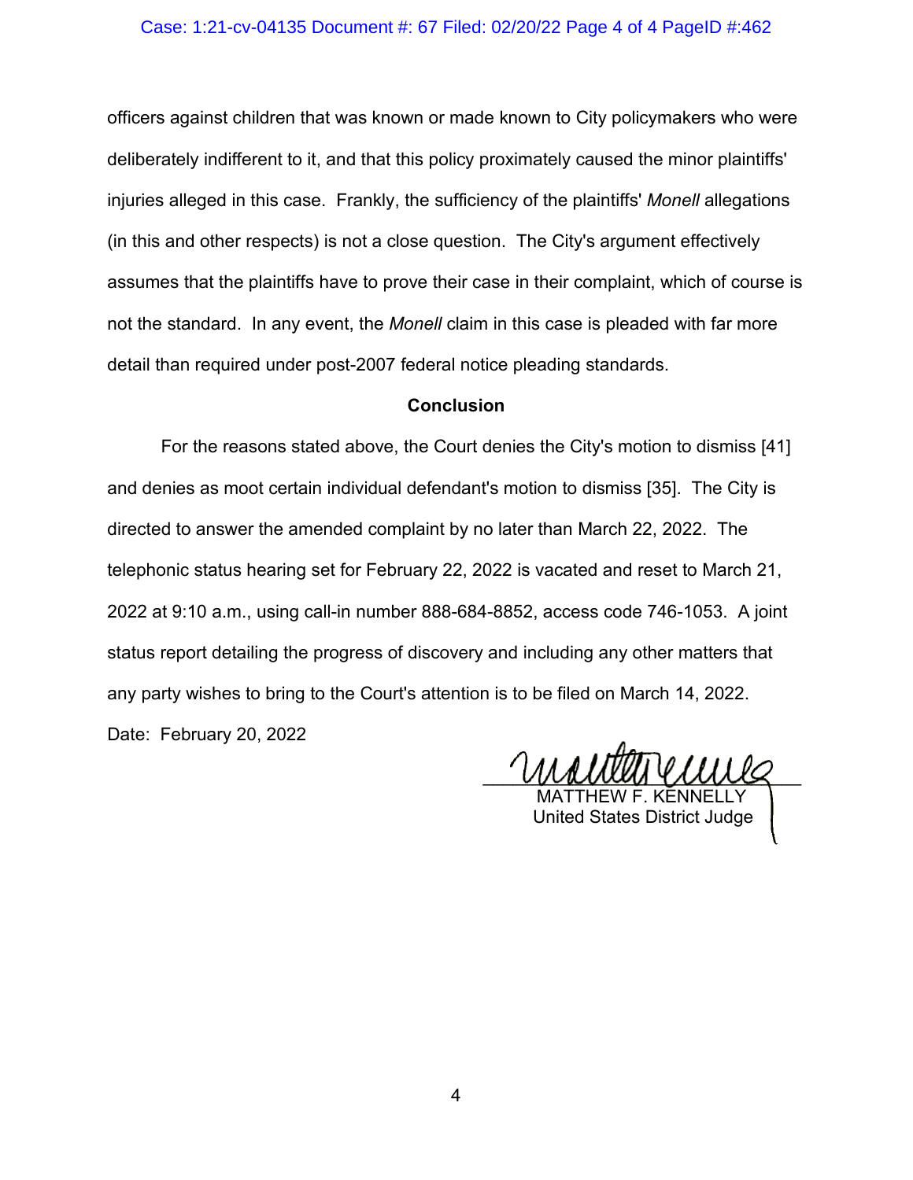officers against children that was known or made known to City policymakers who were deliberately indifferent to it, and that this policy proximately caused the minor plaintiffs' injuries alleged in this case. Frankly, the sufficiency of the plaintiffs' *Monell* allegations (in this and other respects) is not a close question. The City's argument effectively assumes that the plaintiffs have to prove their case in their complaint, which of course is not the standard. In any event, the *Monell* claim in this case is pleaded with far more detail than required under post-2007 federal notice pleading standards.

**Conclusion**

For the reasons stated above, the Court denies the City's motion to dismiss [41] and denies as moot certain individual defendant's motion to dismiss [35]. The City is directed to answer the amended complaint by no later than March 22, 2022. The telephonic status hearing set for February 22, 2022 is vacated and reset to March 21, 2022 at 9:10 a.m., using call-in number 888-684-8852, access code 746-1053. A joint status report detailing the progress of discovery and including any other matters that any party wishes to bring to the Court's attention is to be filed on March 14, 2022.

Date: February 20, 2022

MATTHEW F. KENNELLY
United States District Judge